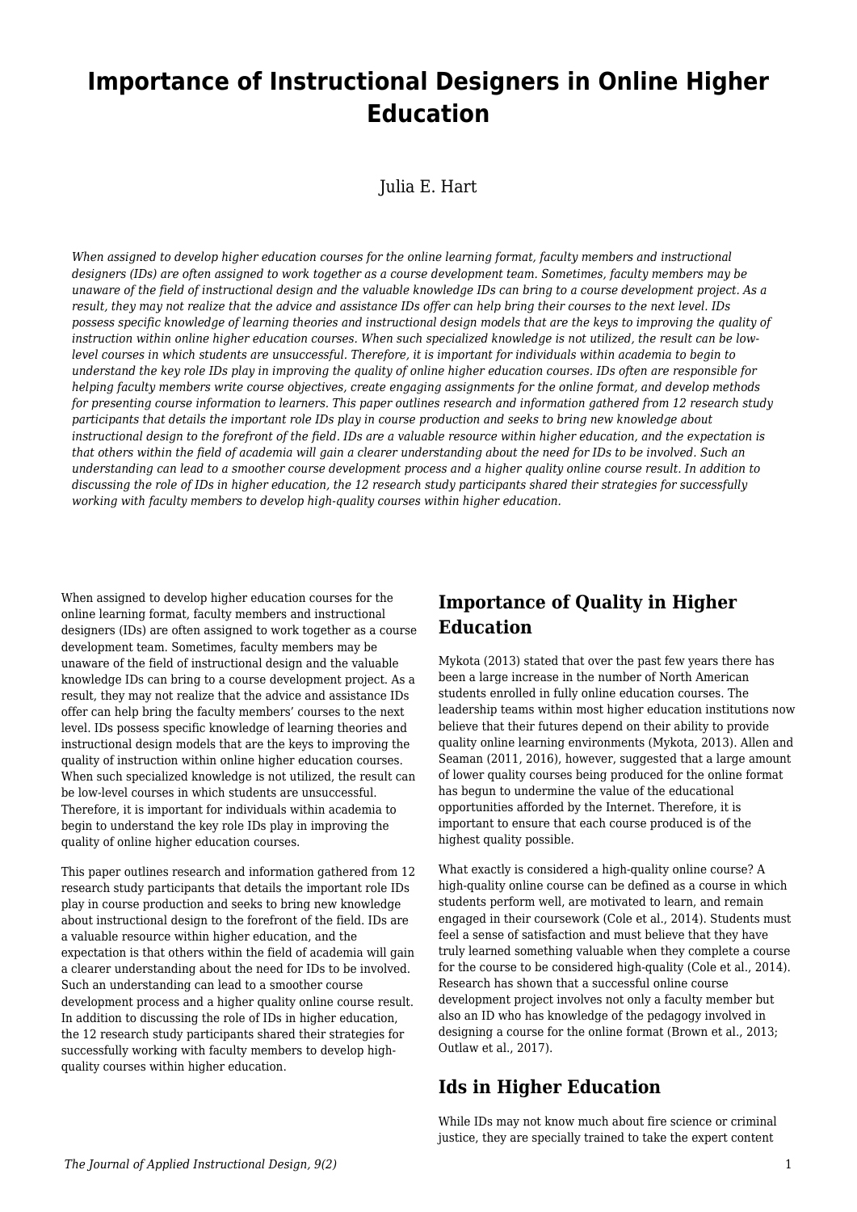# Importance of Instructional Designers in Online Higher Education

Julia E. Hart

*When assigned to develop higher education courses for the online learning format, faculty members and instructional designers (IDs) are often assigned to work together as a course development team. Sometimes, faculty members may be unaware of the field of instructional design and the valuable knowledge IDs can bring to a course development project. As a result, they may not realize that the advice and assistance IDs offer can help bring their courses to the next level. IDs possess specific knowledge of learning theories and instructional design models that are the keys to improving the quality of instruction within online higher education courses. When such specialized knowledge is not utilized, the result can be low-level courses in which students are unsuccessful. Therefore, it is important for individuals within academia to begin to understand the key role IDs play in improving the quality of online higher education courses. IDs often are responsible for helping faculty members write course objectives, create engaging assignments for the online format, and develop methods for presenting course information to learners. This paper outlines research and information gathered from 12 research study participants that details the important role IDs play in course production and seeks to bring new knowledge about instructional design to the forefront of the field. IDs are a valuable resource within higher education, and the expectation is that others within the field of academia will gain a clearer understanding about the need for IDs to be involved. Such an understanding can lead to a smoother course development process and a higher quality online course result. In addition to discussing the role of IDs in higher education, the 12 research study participants shared their strategies for successfully working with faculty members to develop high-quality courses within higher education.*

When assigned to develop higher education courses for the online learning format, faculty members and instructional designers (IDs) are often assigned to work together as a course development team. Sometimes, faculty members may be unaware of the field of instructional design and the valuable knowledge IDs can bring to a course development project. As a result, they may not realize that the advice and assistance IDs offer can help bring the faculty members' courses to the next level. IDs possess specific knowledge of learning theories and instructional design models that are the keys to improving the quality of instruction within online higher education courses. When such specialized knowledge is not utilized, the result can be low-level courses in which students are unsuccessful. Therefore, it is important for individuals within academia to begin to understand the key role IDs play in improving the quality of online higher education courses.

This paper outlines research and information gathered from 12 research study participants that details the important role IDs play in course production and seeks to bring new knowledge about instructional design to the forefront of the field. IDs are a valuable resource within higher education, and the expectation is that others within the field of academia will gain a clearer understanding about the need for IDs to be involved. Such an understanding can lead to a smoother course development process and a higher quality online course result. In addition to discussing the role of IDs in higher education, the 12 research study participants shared their strategies for successfully working with faculty members to develop high-quality courses within higher education.

## Importance of Quality in Higher Education

Mykota (2013) stated that over the past few years there has been a large increase in the number of North American students enrolled in fully online education courses. The leadership teams within most higher education institutions now believe that their futures depend on their ability to provide quality online learning environments (Mykota, 2013). Allen and Seaman (2011, 2016), however, suggested that a large amount of lower quality courses being produced for the online format has begun to undermine the value of the educational opportunities afforded by the Internet. Therefore, it is important to ensure that each course produced is of the highest quality possible.

What exactly is considered a high-quality online course? A high-quality online course can be defined as a course in which students perform well, are motivated to learn, and remain engaged in their coursework (Cole et al., 2014). Students must feel a sense of satisfaction and must believe that they have truly learned something valuable when they complete a course for the course to be considered high-quality (Cole et al., 2014). Research has shown that a successful online course development project involves not only a faculty member but also an ID who has knowledge of the pedagogy involved in designing a course for the online format (Brown et al., 2013; Outlaw et al., 2017).

## Ids in Higher Education

While IDs may not know much about fire science or criminal justice, they are specially trained to take the expert content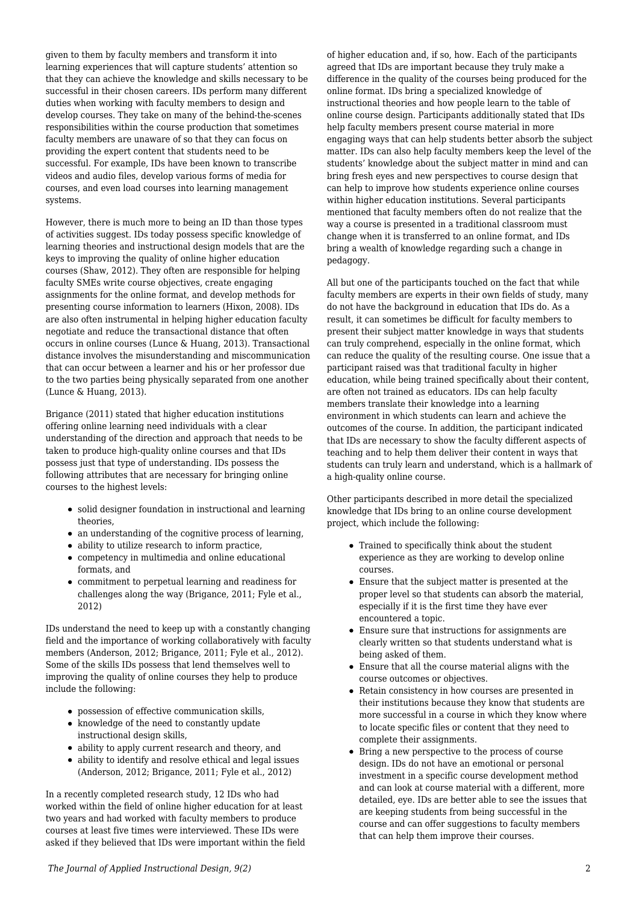given to them by faculty members and transform it into learning experiences that will capture students' attention so that they can achieve the knowledge and skills necessary to be successful in their chosen careers. IDs perform many different duties when working with faculty members to design and develop courses. They take on many of the behind-the-scenes responsibilities within the course production that sometimes faculty members are unaware of so that they can focus on providing the expert content that students need to be successful. For example, IDs have been known to transcribe videos and audio files, develop various forms of media for courses, and even load courses into learning management systems.

However, there is much more to being an ID than those types of activities suggest. IDs today possess specific knowledge of learning theories and instructional design models that are the keys to improving the quality of online higher education courses (Shaw, 2012). They often are responsible for helping faculty SMEs write course objectives, create engaging assignments for the online format, and develop methods for presenting course information to learners (Hixon, 2008). IDs are also often instrumental in helping higher education faculty negotiate and reduce the transactional distance that often occurs in online courses (Lunce & Huang, 2013). Transactional distance involves the misunderstanding and miscommunication that can occur between a learner and his or her professor due to the two parties being physically separated from one another (Lunce & Huang, 2013).

Brigance (2011) stated that higher education institutions offering online learning need individuals with a clear understanding of the direction and approach that needs to be taken to produce high-quality online courses and that IDs possess just that type of understanding. IDs possess the following attributes that are necessary for bringing online courses to the highest levels:

- solid designer foundation in instructional and learning theories,
- an understanding of the cognitive process of learning,
- ability to utilize research to inform practice,
- competency in multimedia and online educational formats, and
- commitment to perpetual learning and readiness for challenges along the way (Brigance, 2011; Fyle et al., 2012)

IDs understand the need to keep up with a constantly changing field and the importance of working collaboratively with faculty members (Anderson, 2012; Brigance, 2011; Fyle et al., 2012). Some of the skills IDs possess that lend themselves well to improving the quality of online courses they help to produce include the following:

- possession of effective communication skills,
- knowledge of the need to constantly update instructional design skills,
- ability to apply current research and theory, and
- ability to identify and resolve ethical and legal issues (Anderson, 2012; Brigance, 2011; Fyle et al., 2012)

In a recently completed research study, 12 IDs who had worked within the field of online higher education for at least two years and had worked with faculty members to produce courses at least five times were interviewed. These IDs were asked if they believed that IDs were important within the field of higher education and, if so, how. Each of the participants agreed that IDs are important because they truly make a difference in the quality of the courses being produced for the online format. IDs bring a specialized knowledge of instructional theories and how people learn to the table of online course design. Participants additionally stated that IDs help faculty members present course material in more engaging ways that can help students better absorb the subject matter. IDs can also help faculty members keep the level of the students' knowledge about the subject matter in mind and can bring fresh eyes and new perspectives to course design that can help to improve how students experience online courses within higher education institutions. Several participants mentioned that faculty members often do not realize that the way a course is presented in a traditional classroom must change when it is transferred to an online format, and IDs bring a wealth of knowledge regarding such a change in pedagogy.

All but one of the participants touched on the fact that while faculty members are experts in their own fields of study, many do not have the background in education that IDs do. As a result, it can sometimes be difficult for faculty members to present their subject matter knowledge in ways that students can truly comprehend, especially in the online format, which can reduce the quality of the resulting course. One issue that a participant raised was that traditional faculty in higher education, while being trained specifically about their content, are often not trained as educators. IDs can help faculty members translate their knowledge into a learning environment in which students can learn and achieve the outcomes of the course. In addition, the participant indicated that IDs are necessary to show the faculty different aspects of teaching and to help them deliver their content in ways that students can truly learn and understand, which is a hallmark of a high-quality online course.

Other participants described in more detail the specialized knowledge that IDs bring to an online course development project, which include the following:

- Trained to specifically think about the student experience as they are working to develop online courses.
- Ensure that the subject matter is presented at the proper level so that students can absorb the material, especially if it is the first time they have ever encountered a topic.
- Ensure sure that instructions for assignments are clearly written so that students understand what is being asked of them.
- Ensure that all the course material aligns with the course outcomes or objectives.
- Retain consistency in how courses are presented in their institutions because they know that students are more successful in a course in which they know where to locate specific files or content that they need to complete their assignments.
- Bring a new perspective to the process of course design. IDs do not have an emotional or personal investment in a specific course development method and can look at course material with a different, more detailed, eye. IDs are better able to see the issues that are keeping students from being successful in the course and can offer suggestions to faculty members that can help them improve their courses.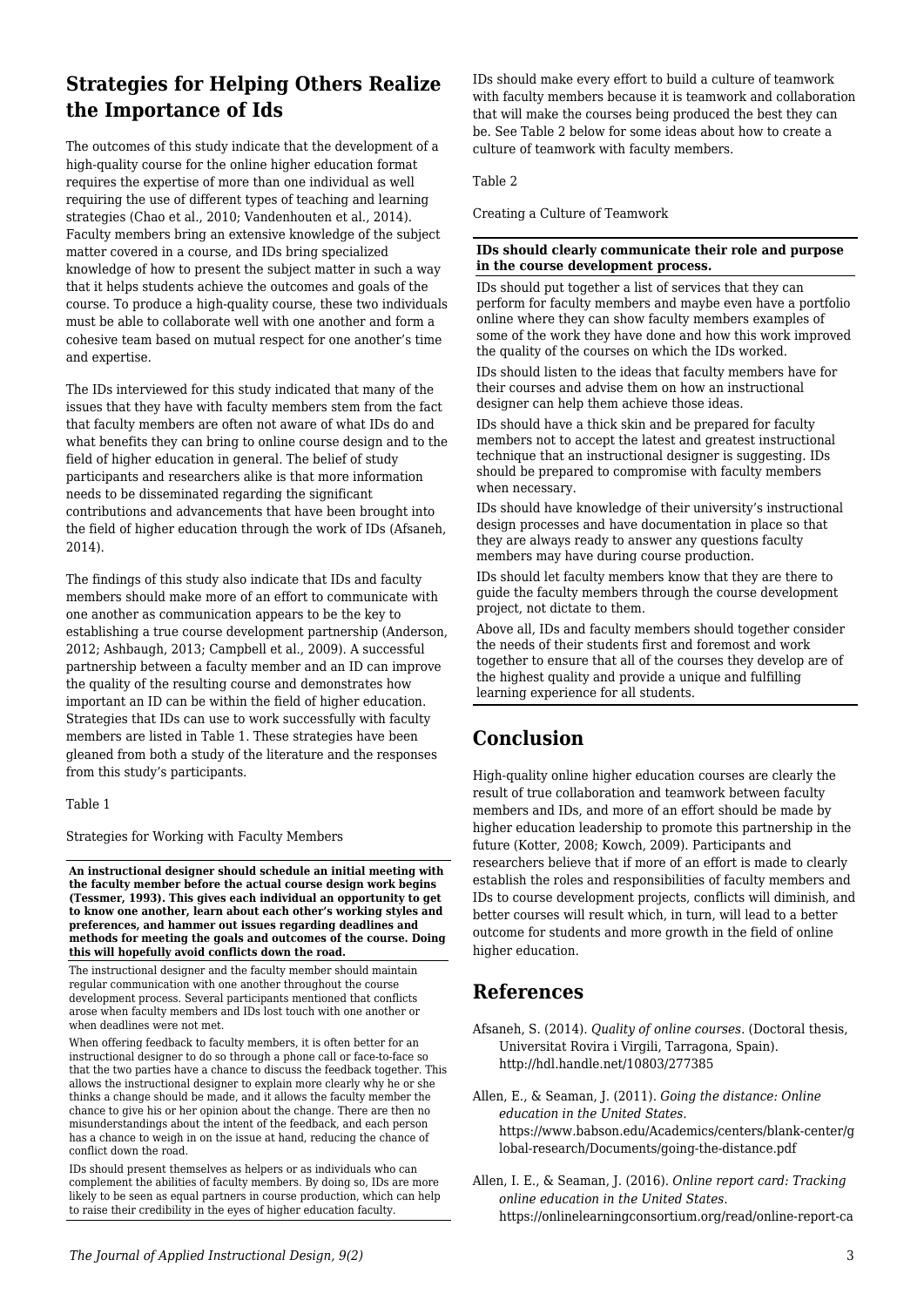## Strategies for Helping Others Realize the Importance of Ids

The outcomes of this study indicate that the development of a high-quality course for the online higher education format requires the expertise of more than one individual as well requiring the use of different types of teaching and learning strategies (Chao et al., 2010; Vandenhouten et al., 2014). Faculty members bring an extensive knowledge of the subject matter covered in a course, and IDs bring specialized knowledge of how to present the subject matter in such a way that it helps students achieve the outcomes and goals of the course. To produce a high-quality course, these two individuals must be able to collaborate well with one another and form a cohesive team based on mutual respect for one another's time and expertise.

The IDs interviewed for this study indicated that many of the issues that they have with faculty members stem from the fact that faculty members are often not aware of what IDs do and what benefits they can bring to online course design and to the field of higher education in general. The belief of study participants and researchers alike is that more information needs to be disseminated regarding the significant contributions and advancements that have been brought into the field of higher education through the work of IDs (Afsaneh, 2014).

The findings of this study also indicate that IDs and faculty members should make more of an effort to communicate with one another as communication appears to be the key to establishing a true course development partnership (Anderson, 2012; Ashbaugh, 2013; Campbell et al., 2009). A successful partnership between a faculty member and an ID can improve the quality of the resulting course and demonstrates how important an ID can be within the field of higher education. Strategies that IDs can use to work successfully with faculty members are listed in Table 1. These strategies have been gleaned from both a study of the literature and the responses from this study's participants.

Table 1

Strategies for Working with Faculty Members

| **An instructional designer should schedule an initial meeting with the faculty member before the actual course design work begins (Tessmer, 1993). This gives each individual an opportunity to get to know one another, learn about each other's working styles and preferences, and hammer out issues regarding deadlines and methods for meeting the goals and outcomes of the course. Doing this will hopefully avoid conflicts down the road.** |
|---|
| The instructional designer and the faculty member should maintain regular communication with one another throughout the course development process. Several participants mentioned that conflicts arose when faculty members and IDs lost touch with one another or when deadlines were not met. |
| When offering feedback to faculty members, it is often better for an instructional designer to do so through a phone call or face-to-face so that the two parties have a chance to discuss the feedback together. This allows the instructional designer to explain more clearly why he or she thinks a change should be made, and it allows the faculty member the chance to give his or her opinion about the change. There are then no misunderstandings about the intent of the feedback, and each person has a chance to weigh in on the issue at hand, reducing the chance of conflict down the road. |
| IDs should present themselves as helpers or as individuals who can complement the abilities of faculty members. By doing so, IDs are more likely to be seen as equal partners in course production, which can help to raise their credibility in the eyes of higher education faculty. |

IDs should make every effort to build a culture of teamwork with faculty members because it is teamwork and collaboration that will make the courses being produced the best they can be. See Table 2 below for some ideas about how to create a culture of teamwork with faculty members.

Table 2

Creating a Culture of Teamwork

| **IDs should clearly communicate their role and purpose in the course development process.** |
|---|
| IDs should put together a list of services that they can perform for faculty members and maybe even have a portfolio online where they can show faculty members examples of some of the work they have done and how this work improved the quality of the courses on which the IDs worked. |
| IDs should listen to the ideas that faculty members have for their courses and advise them on how an instructional designer can help them achieve those ideas. |
| IDs should have a thick skin and be prepared for faculty members not to accept the latest and greatest instructional technique that an instructional designer is suggesting. IDs should be prepared to compromise with faculty members when necessary. |
| IDs should have knowledge of their university's instructional design processes and have documentation in place so that they are always ready to answer any questions faculty members may have during course production. |
| IDs should let faculty members know that they are there to guide the faculty members through the course development project, not dictate to them. |
| Above all, IDs and faculty members should together consider the needs of their students first and foremost and work together to ensure that all of the courses they develop are of the highest quality and provide a unique and fulfilling learning experience for all students. |

## Conclusion

High-quality online higher education courses are clearly the result of true collaboration and teamwork between faculty members and IDs, and more of an effort should be made by higher education leadership to promote this partnership in the future (Kotter, 2008; Kowch, 2009). Participants and researchers believe that if more of an effort is made to clearly establish the roles and responsibilities of faculty members and IDs to course development projects, conflicts will diminish, and better courses will result which, in turn, will lead to a better outcome for students and more growth in the field of online higher education.

## References

Afsaneh, S. (2014). *Quality of online courses.* (Doctoral thesis, Universitat Rovira i Virgili, Tarragona, Spain). http://hdl.handle.net/10803/277385

Allen, E., & Seaman, J. (2011). *Going the distance: Online education in the United States.* https://www.babson.edu/Academics/centers/blank-center/global-research/Documents/going-the-distance.pdf

Allen, I. E., & Seaman, J. (2016). *Online report card: Tracking online education in the United States.* https://onlinelearningconsortium.org/read/online-report-ca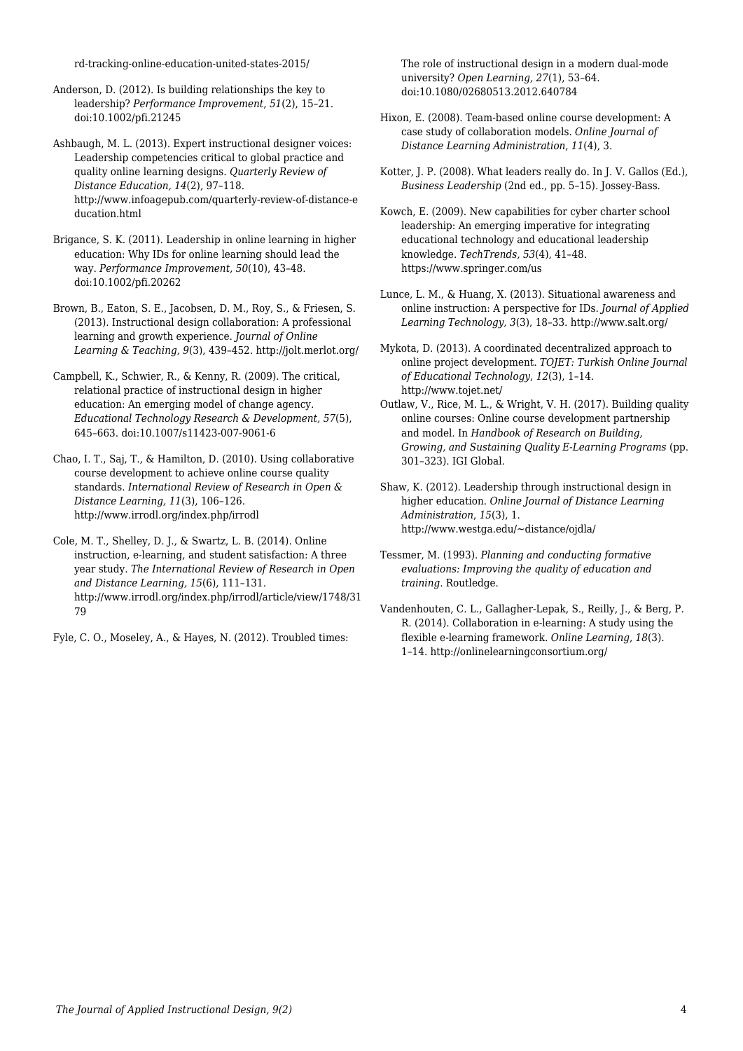rd-tracking-online-education-united-states-2015/

Anderson, D. (2012). Is building relationships the key to leadership? *Performance Improvement*, *51*(2), 15–21. doi:10.1002/pfi.21245

Ashbaugh, M. L. (2013). Expert instructional designer voices: Leadership competencies critical to global practice and quality online learning designs. *Quarterly Review of Distance Education, 14*(2), 97–118. http://www.infoagepub.com/quarterly-review-of-distance-education.html

Brigance, S. K. (2011). Leadership in online learning in higher education: Why IDs for online learning should lead the way. *Performance Improvement, 50*(10), 43–48. doi:10.1002/pfi.20262

Brown, B., Eaton, S. E., Jacobsen, D. M., Roy, S., & Friesen, S. (2013). Instructional design collaboration: A professional learning and growth experience. *Journal of Online Learning & Teaching, 9*(3), 439–452. http://jolt.merlot.org/

Campbell, K., Schwier, R., & Kenny, R. (2009). The critical, relational practice of instructional design in higher education: An emerging model of change agency. *Educational Technology Research & Development, 57*(5), 645–663. doi:10.1007/s11423-007-9061-6

Chao, I. T., Saj, T., & Hamilton, D. (2010). Using collaborative course development to achieve online course quality standards. *International Review of Research in Open & Distance Learning, 11*(3), 106–126. http://www.irrodl.org/index.php/irrodl

Cole, M. T., Shelley, D. J., & Swartz, L. B. (2014). Online instruction, e-learning, and student satisfaction: A three year study. *The International Review of Research in Open and Distance Learning, 15*(6), 111–131. http://www.irrodl.org/index.php/irrodl/article/view/1748/3179

Fyle, C. O., Moseley, A., & Hayes, N. (2012). Troubled times: The role of instructional design in a modern dual-mode university? *Open Learning, 27*(1), 53–64. doi:10.1080/02680513.2012.640784

Hixon, E. (2008). Team-based online course development: A case study of collaboration models. *Online Journal of Distance Learning Administration*, *11*(4), 3.

Kotter, J. P. (2008). What leaders really do. In J. V. Gallos (Ed.), *Business Leadership* (2nd ed., pp. 5–15). Jossey-Bass.

Kowch, E. (2009). New capabilities for cyber charter school leadership: An emerging imperative for integrating educational technology and educational leadership knowledge. *TechTrends, 53*(4), 41–48. https://www.springer.com/us

Lunce, L. M., & Huang, X. (2013). Situational awareness and online instruction: A perspective for IDs. *Journal of Applied Learning Technology, 3*(3), 18–33. http://www.salt.org/

Mykota, D. (2013). A coordinated decentralized approach to online project development. *TOJET: Turkish Online Journal of Educational Technology*, *12*(3), 1–14. http://www.tojet.net/

Outlaw, V., Rice, M. L., & Wright, V. H. (2017). Building quality online courses: Online course development partnership and model. In *Handbook of Research on Building, Growing, and Sustaining Quality E-Learning Programs* (pp. 301–323). IGI Global.

Shaw, K. (2012). Leadership through instructional design in higher education. *Online Journal of Distance Learning Administration*, *15*(3), 1. http://www.westga.edu/~distance/ojdla/

Tessmer, M. (1993). *Planning and conducting formative evaluations: Improving the quality of education and training*. Routledge.

Vandenhouten, C. L., Gallagher-Lepak, S., Reilly, J., & Berg, P. R. (2014). Collaboration in e-learning: A study using the flexible e-learning framework. *Online Learning*, *18*(3). 1–14. http://onlinelearningconsortium.org/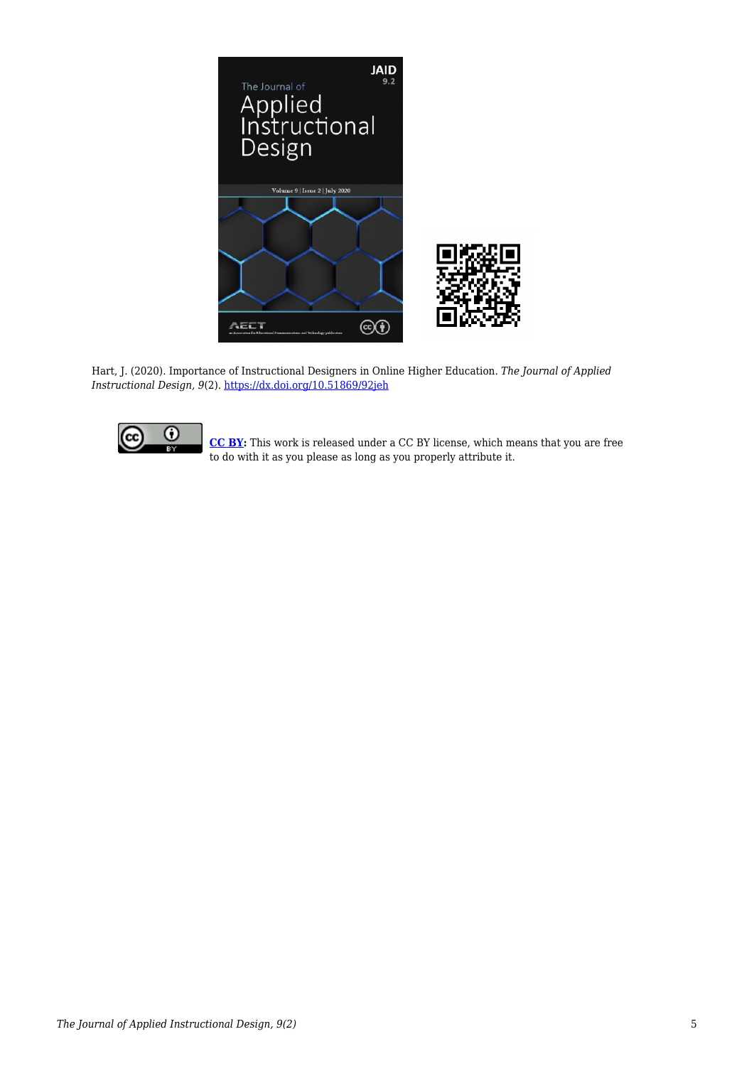Hart, J. (2020). Importance of Instructional Designers in Online Higher Education. *The Journal of Applied Instructional Design, 9*(2). [https://dx.doi.org/10.51869/92jeh](https://dx.doi.org/10.51869/92jeh)

**[CC BY](https://creativecommons.org/licenses/by/4.0):** This work is released under a CC BY license, which means that you are free to do with it as you please as long as you properly attribute it.